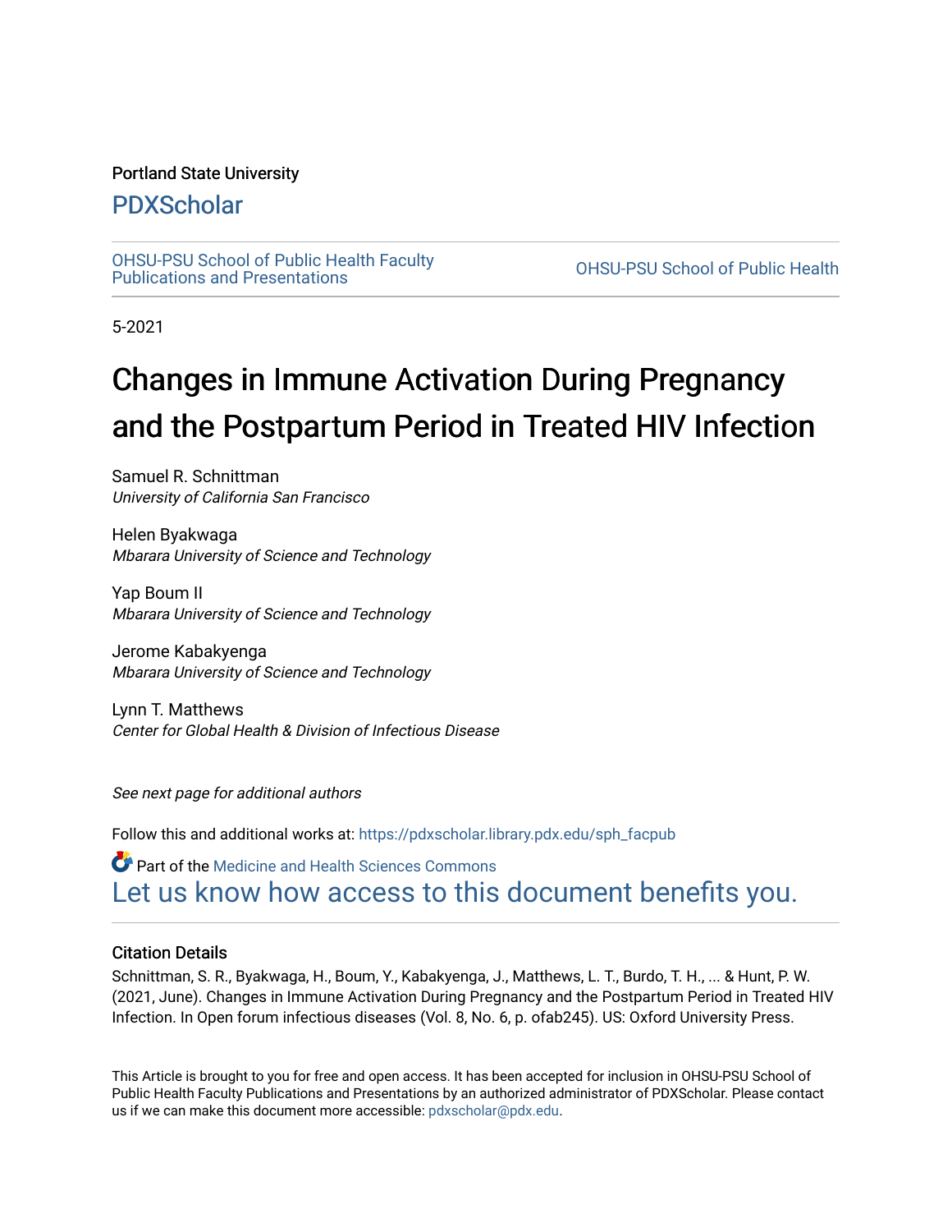Portland State University

## PDXScholar

OHSU-PSU School of Public Health Faculty Publications and Presentations

OHSU-PSU School of Public Health

5-2021

# Changes in Immune Activation During Pregnancy and the Postpartum Period in Treated HIV Infection

Samuel R. Schnittman
*University of California San Francisco*

Helen Byakwaga
*Mbarara University of Science and Technology*

Yap Boum II
*Mbarara University of Science and Technology*

Jerome Kabakyenga
*Mbarara University of Science and Technology*

Lynn T. Matthews
*Center for Global Health & Division of Infectious Disease*

*See next page for additional authors*

Follow this and additional works at: https://pdxscholar.library.pdx.edu/sph_facpub

Part of the Medicine and Health Sciences Commons

Let us know how access to this document benefits you.

### Citation Details

Schnittman, S. R., Byakwaga, H., Boum, Y., Kabakyenga, J., Matthews, L. T., Burdo, T. H., ... & Hunt, P. W. (2021, June). Changes in Immune Activation During Pregnancy and the Postpartum Period in Treated HIV Infection. In Open forum infectious diseases (Vol. 8, No. 6, p. ofab245). US: Oxford University Press.

This Article is brought to you for free and open access. It has been accepted for inclusion in OHSU-PSU School of Public Health Faculty Publications and Presentations by an authorized administrator of PDXScholar. Please contact us if we can make this document more accessible: pdxscholar@pdx.edu.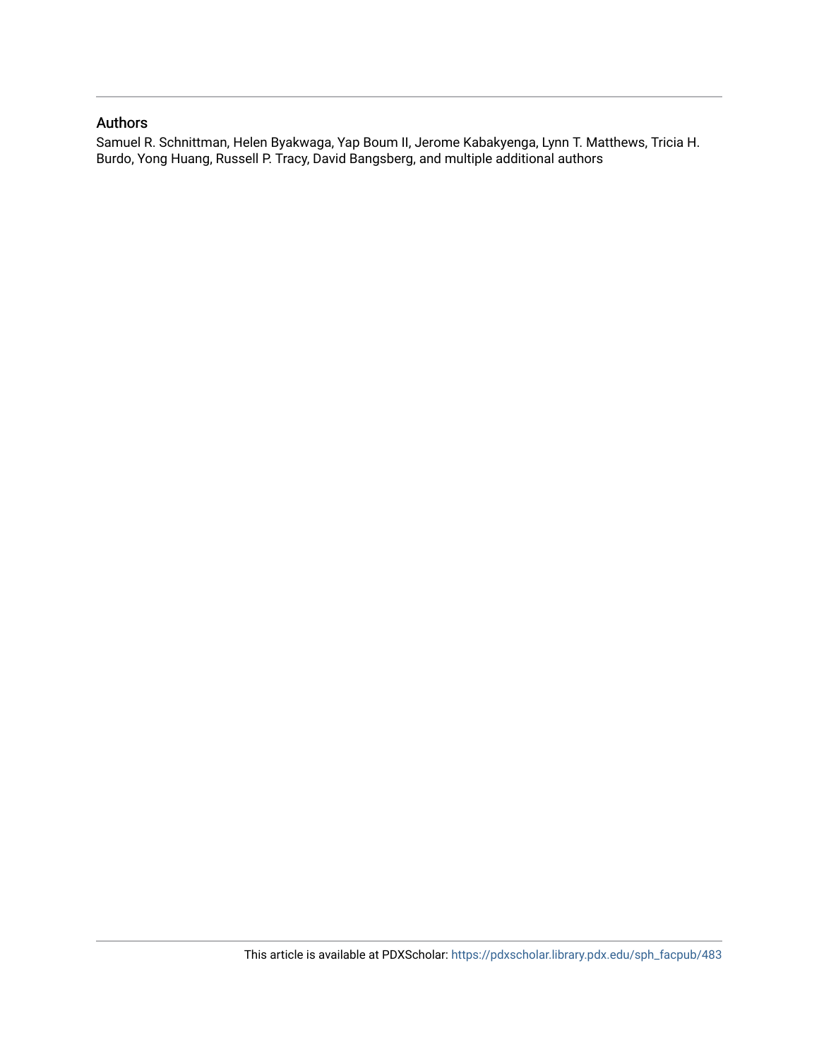## Authors

Samuel R. Schnittman, Helen Byakwaga, Yap Boum II, Jerome Kabakyenga, Lynn T. Matthews, Tricia H. Burdo, Yong Huang, Russell P. Tracy, David Bangsberg, and multiple additional authors

This article is available at PDXScholar: https://pdxscholar.library.pdx.edu/sph_facpub/483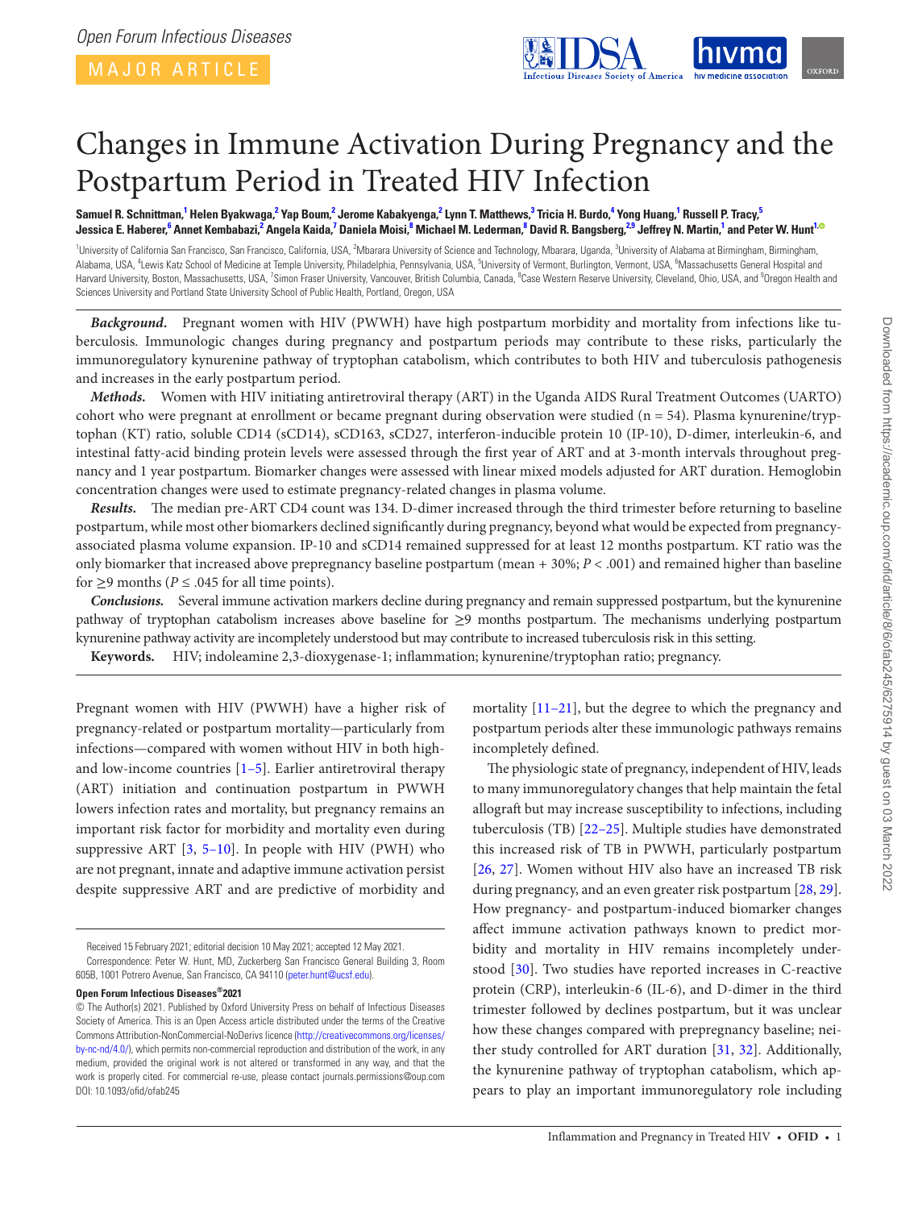# Changes in Immune Activation During Pregnancy and the Postpartum Period in Treated HIV Infection

**Samuel R. Schnittman,[1] Helen Byakwaga,[2] Yap Boum,[2] Jerome Kabakyenga,[2] Lynn T. Matthews,[3] Tricia H. Burdo,[4] Yong Huang,[1] Russell P. Tracy,[5] Jessica E. Haberer,[6] Annet Kembabazi,[2] Angela Kaida,[7] Daniela Moisi,[8] Michael M. Lederman,[8] David R. Bangsberg,[2,9] Jeffrey N. Martin,[1] and Peter W. Hunt[1]**

[1]University of California San Francisco, San Francisco, California, USA, [2]Mbarara University of Science and Technology, Mbarara, Uganda, [3]University of Alabama at Birmingham, Birmingham, Alabama, USA, [4]Lewis Katz School of Medicine at Temple University, Philadelphia, Pennsylvania, USA, [5]University of Vermont, Burlington, Vermont, USA, [6]Massachusetts General Hospital and Harvard University, Boston, Massachusetts, USA, [7]Simon Fraser University, Vancouver, British Columbia, Canada, [8]Case Western Reserve University, Cleveland, Ohio, USA, and [9]Oregon Health and Sciences University and Portland State University School of Public Health, Portland, Oregon, USA

***Background.*** Pregnant women with HIV (PWWH) have high postpartum morbidity and mortality from infections like tuberculosis. Immunologic changes during pregnancy and postpartum periods may contribute to these risks, particularly the immunoregulatory kynurenine pathway of tryptophan catabolism, which contributes to both HIV and tuberculosis pathogenesis and increases in the early postpartum period.

***Methods.*** Women with HIV initiating antiretroviral therapy (ART) in the Uganda AIDS Rural Treatment Outcomes (UARTO) cohort who were pregnant at enrollment or became pregnant during observation were studied (n = 54). Plasma kynurenine/tryptophan (KT) ratio, soluble CD14 (sCD14), sCD163, sCD27, interferon-inducible protein 10 (IP-10), D-dimer, interleukin-6, and intestinal fatty-acid binding protein levels were assessed through the first year of ART and at 3-month intervals throughout pregnancy and 1 year postpartum. Biomarker changes were assessed with linear mixed models adjusted for ART duration. Hemoglobin concentration changes were used to estimate pregnancy-related changes in plasma volume.

***Results.*** The median pre-ART CD4 count was 134. D-dimer increased through the third trimester before returning to baseline postpartum, while most other biomarkers declined significantly during pregnancy, beyond what would be expected from pregnancy-associated plasma volume expansion. IP-10 and sCD14 remained suppressed for at least 12 months postpartum. KT ratio was the only biomarker that increased above prepregnancy baseline postpartum (mean + 30%; *P* < .001) and remained higher than baseline for ≥9 months (*P* ≤ .045 for all time points).

***Conclusions.*** Several immune activation markers decline during pregnancy and remain suppressed postpartum, but the kynurenine pathway of tryptophan catabolism increases above baseline for ≥9 months postpartum. The mechanisms underlying postpartum kynurenine pathway activity are incompletely understood but may contribute to increased tuberculosis risk in this setting.

**Keywords.** HIV; indoleamine 2,3-dioxygenase-1; inflammation; kynurenine/tryptophan ratio; pregnancy.

Pregnant women with HIV (PWWH) have a higher risk of pregnancy-related or postpartum mortality—particularly from infections—compared with women without HIV in both high- and low-income countries [1–5]. Earlier antiretroviral therapy (ART) initiation and continuation postpartum in PWWH lowers infection rates and mortality, but pregnancy remains an important risk factor for morbidity and mortality even during suppressive ART [3, 5–10]. In people with HIV (PWH) who are not pregnant, innate and adaptive immune activation persist despite suppressive ART and are predictive of morbidity and mortality [11–21], but the degree to which the pregnancy and postpartum periods alter these immunologic pathways remains incompletely defined.

The physiologic state of pregnancy, independent of HIV, leads to many immunoregulatory changes that help maintain the fetal allograft but may increase susceptibility to infections, including tuberculosis (TB) [22–25]. Multiple studies have demonstrated this increased risk of TB in PWWH, particularly postpartum [26, 27]. Women without HIV also have an increased TB risk during pregnancy, and an even greater risk postpartum [28, 29]. How pregnancy- and postpartum-induced biomarker changes affect immune activation pathways known to predict morbidity and mortality in HIV remains incompletely understood [30]. Two studies have reported increases in C-reactive protein (CRP), interleukin-6 (IL-6), and D-dimer in the third trimester followed by declines postpartum, but it was unclear how these changes compared with prepregnancy baseline; neither study controlled for ART duration [31, 32]. Additionally, the kynurenine pathway of tryptophan catabolism, which appears to play an important immunoregulatory role including

Received 15 February 2021; editorial decision 10 May 2021; accepted 12 May 2021.

Correspondence: Peter W. Hunt, MD, Zuckerberg San Francisco General Building 3, Room 605B, 1001 Potrero Avenue, San Francisco, CA 94110 (peter.hunt@ucsf.edu).

**Open Forum Infectious Diseases®2021**

© The Author(s) 2021. Published by Oxford University Press on behalf of Infectious Diseases Society of America. This is an Open Access article distributed under the terms of the Creative Commons Attribution-NonCommercial-NoDerivs licence (http://creativecommons.org/licenses/by-nc-nd/4.0/), which permits non-commercial reproduction and distribution of the work, in any medium, provided the original work is not altered or transformed in any way, and that the work is properly cited. For commercial re-use, please contact journals.permissions@oup.com

DOI: 10.1093/ofid/ofab245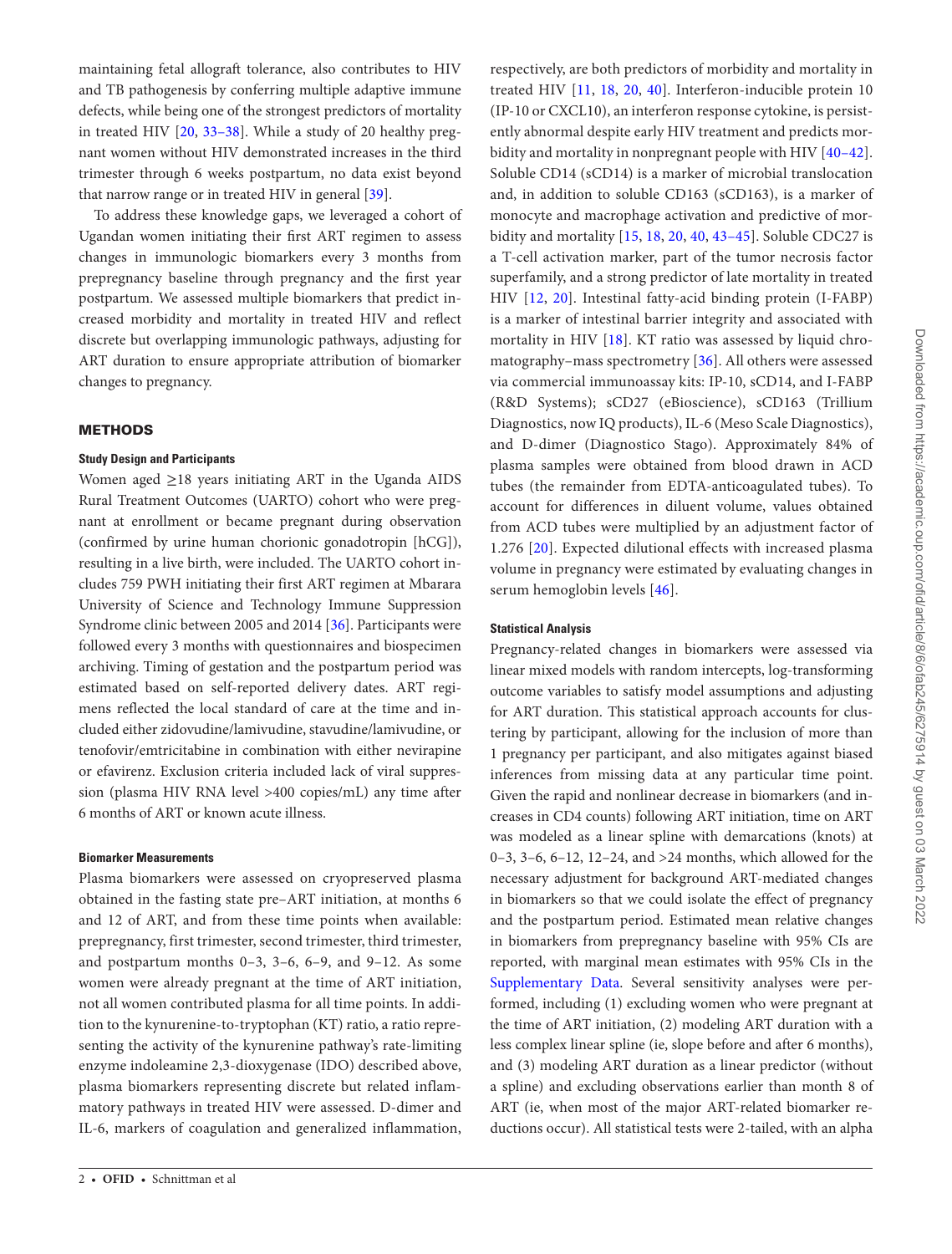maintaining fetal allograft tolerance, also contributes to HIV and TB pathogenesis by conferring multiple adaptive immune defects, while being one of the strongest predictors of mortality in treated HIV [20, 33–38]. While a study of 20 healthy pregnant women without HIV demonstrated increases in the third trimester through 6 weeks postpartum, no data exist beyond that narrow range or in treated HIV in general [39].

To address these knowledge gaps, we leveraged a cohort of Ugandan women initiating their first ART regimen to assess changes in immunologic biomarkers every 3 months from prepregnancy baseline through pregnancy and the first year postpartum. We assessed multiple biomarkers that predict increased morbidity and mortality in treated HIV and reflect discrete but overlapping immunologic pathways, adjusting for ART duration to ensure appropriate attribution of biomarker changes to pregnancy.

## METHODS

### Study Design and Participants

Women aged ≥18 years initiating ART in the Uganda AIDS Rural Treatment Outcomes (UARTO) cohort who were pregnant at enrollment or became pregnant during observation (confirmed by urine human chorionic gonadotropin [hCG]), resulting in a live birth, were included. The UARTO cohort includes 759 PWH initiating their first ART regimen at Mbarara University of Science and Technology Immune Suppression Syndrome clinic between 2005 and 2014 [36]. Participants were followed every 3 months with questionnaires and biospecimen archiving. Timing of gestation and the postpartum period was estimated based on self-reported delivery dates. ART regimens reflected the local standard of care at the time and included either zidovudine/lamivudine, stavudine/lamivudine, or tenofovir/emtricitabine in combination with either nevirapine or efavirenz. Exclusion criteria included lack of viral suppression (plasma HIV RNA level >400 copies/mL) any time after 6 months of ART or known acute illness.

### Biomarker Measurements

Plasma biomarkers were assessed on cryopreserved plasma obtained in the fasting state pre–ART initiation, at months 6 and 12 of ART, and from these time points when available: prepregnancy, first trimester, second trimester, third trimester, and postpartum months 0–3, 3–6, 6–9, and 9–12. As some women were already pregnant at the time of ART initiation, not all women contributed plasma for all time points. In addition to the kynurenine-to-tryptophan (KT) ratio, a ratio representing the activity of the kynurenine pathway's rate-limiting enzyme indoleamine 2,3-dioxygenase (IDO) described above, plasma biomarkers representing discrete but related inflammatory pathways in treated HIV were assessed. D-dimer and IL-6, markers of coagulation and generalized inflammation, respectively, are both predictors of morbidity and mortality in treated HIV [11, 18, 20, 40]. Interferon-inducible protein 10 (IP-10 or CXCL10), an interferon response cytokine, is persistently abnormal despite early HIV treatment and predicts morbidity and mortality in nonpregnant people with HIV [40–42]. Soluble CD14 (sCD14) is a marker of microbial translocation and, in addition to soluble CD163 (sCD163), is a marker of monocyte and macrophage activation and predictive of morbidity and mortality [15, 18, 20, 40, 43–45]. Soluble CDC27 is a T-cell activation marker, part of the tumor necrosis factor superfamily, and a strong predictor of late mortality in treated HIV [12, 20]. Intestinal fatty-acid binding protein (I-FABP) is a marker of intestinal barrier integrity and associated with mortality in HIV [18]. KT ratio was assessed by liquid chromatography–mass spectrometry [36]. All others were assessed via commercial immunoassay kits: IP-10, sCD14, and I-FABP (R&D Systems); sCD27 (eBioscience), sCD163 (Trillium Diagnostics, now IQ products), IL-6 (Meso Scale Diagnostics), and D-dimer (Diagnostico Stago). Approximately 84% of plasma samples were obtained from blood drawn in ACD tubes (the remainder from EDTA-anticoagulated tubes). To account for differences in diluent volume, values obtained from ACD tubes were multiplied by an adjustment factor of 1.276 [20]. Expected dilutional effects with increased plasma volume in pregnancy were estimated by evaluating changes in serum hemoglobin levels [46].

### Statistical Analysis

Pregnancy-related changes in biomarkers were assessed via linear mixed models with random intercepts, log-transforming outcome variables to satisfy model assumptions and adjusting for ART duration. This statistical approach accounts for clustering by participant, allowing for the inclusion of more than 1 pregnancy per participant, and also mitigates against biased inferences from missing data at any particular time point. Given the rapid and nonlinear decrease in biomarkers (and increases in CD4 counts) following ART initiation, time on ART was modeled as a linear spline with demarcations (knots) at 0–3, 3–6, 6–12, 12–24, and >24 months, which allowed for the necessary adjustment for background ART-mediated changes in biomarkers so that we could isolate the effect of pregnancy and the postpartum period. Estimated mean relative changes in biomarkers from prepregnancy baseline with 95% CIs are reported, with marginal mean estimates with 95% CIs in the Supplementary Data. Several sensitivity analyses were performed, including (1) excluding women who were pregnant at the time of ART initiation, (2) modeling ART duration with a less complex linear spline (ie, slope before and after 6 months), and (3) modeling ART duration as a linear predictor (without a spline) and excluding observations earlier than month 8 of ART (ie, when most of the major ART-related biomarker reductions occur). All statistical tests were 2-tailed, with an alpha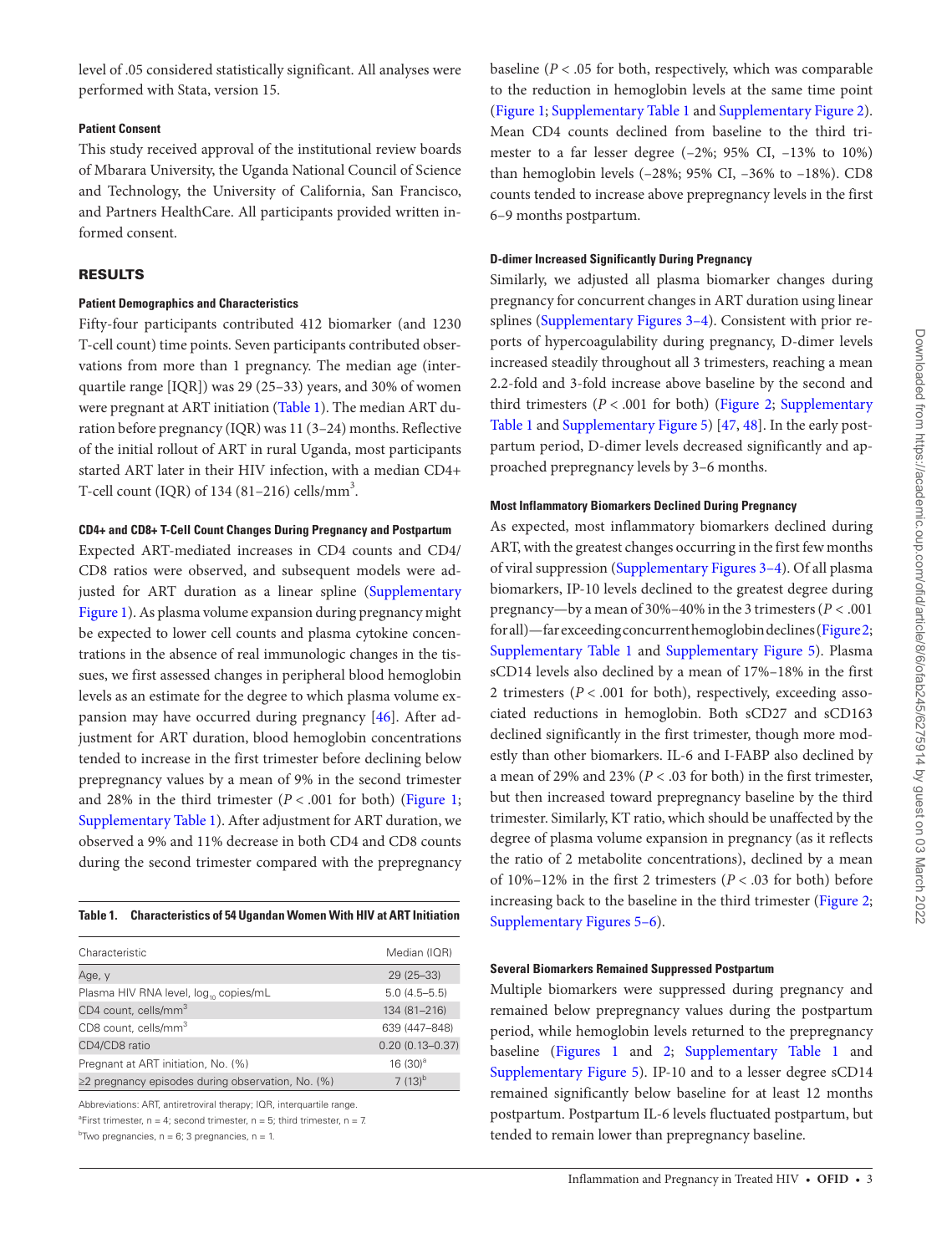level of .05 considered statistically significant. All analyses were performed with Stata, version 15.

#### Patient Consent

This study received approval of the institutional review boards of Mbarara University, the Uganda National Council of Science and Technology, the University of California, San Francisco, and Partners HealthCare. All participants provided written informed consent.

## RESULTS

#### Patient Demographics and Characteristics

Fifty-four participants contributed 412 biomarker (and 1230 T-cell count) time points. Seven participants contributed observations from more than 1 pregnancy. The median age (interquartile range [IQR]) was 29 (25–33) years, and 30% of women were pregnant at ART initiation (Table 1). The median ART duration before pregnancy (IQR) was 11 (3–24) months. Reflective of the initial rollout of ART in rural Uganda, most participants started ART later in their HIV infection, with a median CD4+ T-cell count (IQR) of 134 (81–216) cells/mm$^3$.

#### CD4+ and CD8+ T-Cell Count Changes During Pregnancy and Postpartum

Expected ART-mediated increases in CD4 counts and CD4/CD8 ratios were observed, and subsequent models were adjusted for ART duration as a linear spline (Supplementary Figure 1). As plasma volume expansion during pregnancy might be expected to lower cell counts and plasma cytokine concentrations in the absence of real immunologic changes in the tissues, we first assessed changes in peripheral blood hemoglobin levels as an estimate for the degree to which plasma volume expansion may have occurred during pregnancy [46]. After adjustment for ART duration, blood hemoglobin concentrations tended to increase in the first trimester before declining below prepregnancy values by a mean of 9% in the second trimester and 28% in the third trimester ($P < .001$ for both) (Figure 1; Supplementary Table 1). After adjustment for ART duration, we observed a 9% and 11% decrease in both CD4 and CD8 counts during the second trimester compared with the prepregnancy baseline ($P < .05$ for both, respectively, which was comparable to the reduction in hemoglobin levels at the same time point (Figure 1; Supplementary Table 1 and Supplementary Figure 2). Mean CD4 counts declined from baseline to the third trimester to a far lesser degree (–2%; 95% CI, −13% to 10%) than hemoglobin levels (–28%; 95% CI, −36% to −18%). CD8 counts tended to increase above prepregnancy levels in the first 6–9 months postpartum.

**Table 1. Characteristics of 54 Ugandan Women With HIV at ART Initiation**

| Characteristic | Median (IQR) |
|---|---|
| Age, y | 29 (25–33) |
| Plasma HIV RNA level, $\log_{10}$ copies/mL | 5.0 (4.5–5.5) |
| CD4 count, cells/mm$^3$ | 134 (81–216) |
| CD8 count, cells/mm$^3$ | 639 (447–848) |
| CD4/CD8 ratio | 0.20 (0.13–0.37) |
| Pregnant at ART initiation, No. (%) | 16 (30)[a] |
| ≥2 pregnancy episodes during observation, No. (%) | 7 (13)[b] |

Abbreviations: ART, antiretroviral therapy; IQR, interquartile range.

[a]First trimester, n = 4; second trimester, n = 5; third trimester, n = 7.

[b]Two pregnancies, n = 6; 3 pregnancies, n = 1.

#### D-dimer Increased Significantly During Pregnancy

Similarly, we adjusted all plasma biomarker changes during pregnancy for concurrent changes in ART duration using linear splines (Supplementary Figures 3–4). Consistent with prior reports of hypercoagulability during pregnancy, D-dimer levels increased steadily throughout all 3 trimesters, reaching a mean 2.2-fold and 3-fold increase above baseline by the second and third trimesters ($P < .001$ for both) (Figure 2; Supplementary Table 1 and Supplementary Figure 5) [47, 48]. In the early postpartum period, D-dimer levels decreased significantly and approached prepregnancy levels by 3–6 months.

#### Most Inflammatory Biomarkers Declined During Pregnancy

As expected, most inflammatory biomarkers declined during ART, with the greatest changes occurring in the first few months of viral suppression (Supplementary Figures 3–4). Of all plasma biomarkers, IP-10 levels declined to the greatest degree during pregnancy—by a mean of 30%–40% in the 3 trimesters ($P < .001$ for all)—far exceeding concurrent hemoglobin declines (Figure 2; Supplementary Table 1 and Supplementary Figure 5). Plasma sCD14 levels also declined by a mean of 17%–18% in the first 2 trimesters ($P < .001$ for both), respectively, exceeding associated reductions in hemoglobin. Both sCD27 and sCD163 declined significantly in the first trimester, though more modestly than other biomarkers. IL-6 and I-FABP also declined by a mean of 29% and 23% ($P < .03$ for both) in the first trimester, but then increased toward prepregnancy baseline by the third trimester. Similarly, KT ratio, which should be unaffected by the degree of plasma volume expansion in pregnancy (as it reflects the ratio of 2 metabolite concentrations), declined by a mean of 10%–12% in the first 2 trimesters ($P < .03$ for both) before increasing back to the baseline in the third trimester (Figure 2; Supplementary Figures 5–6).

#### Several Biomarkers Remained Suppressed Postpartum

Multiple biomarkers were suppressed during pregnancy and remained below prepregnancy values during the postpartum period, while hemoglobin levels returned to the prepregnancy baseline (Figures 1 and 2; Supplementary Table 1 and Supplementary Figure 5). IP-10 and to a lesser degree sCD14 remained significantly below baseline for at least 12 months postpartum. Postpartum IL-6 levels fluctuated postpartum, but tended to remain lower than prepregnancy baseline.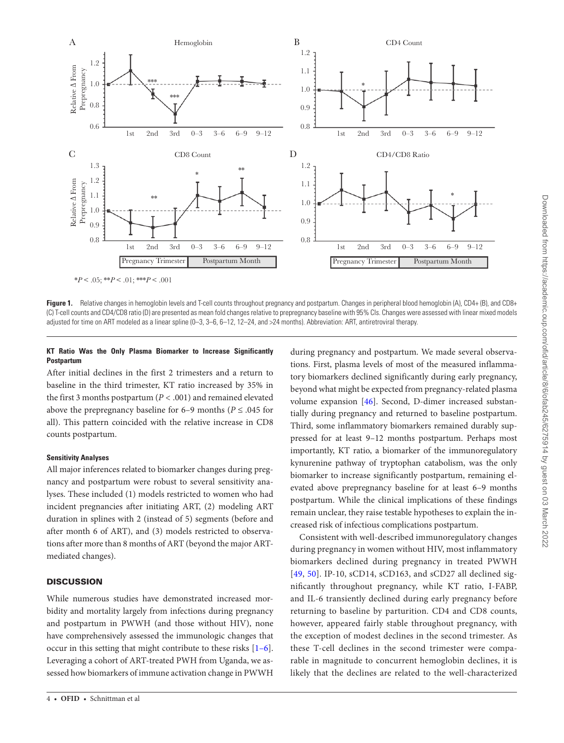*P < .05; **P < .01; ***P < .001

**Figure 1.** Relative changes in hemoglobin levels and T-cell counts throughout pregnancy and postpartum. Changes in peripheral blood hemoglobin (A), CD4+ (B), and CD8+ (C) T-cell counts and CD4/CD8 ratio (D) are presented as mean fold changes relative to prepregnancy baseline with 95% CIs. Changes were assessed with linear mixed models adjusted for time on ART modeled as a linear spline (0–3, 3–6, 6–12, 12–24, and >24 months). Abbreviation: ART, antiretroviral therapy.

#### KT Ratio Was the Only Plasma Biomarker to Increase Significantly Postpartum

After initial declines in the first 2 trimesters and a return to baseline in the third trimester, KT ratio increased by 35% in the first 3 months postpartum ($P < .001$) and remained elevated above the prepregnancy baseline for 6–9 months ($P \leq .045$ for all). This pattern coincided with the relative increase in CD8 counts postpartum.

#### Sensitivity Analyses

All major inferences related to biomarker changes during pregnancy and postpartum were robust to several sensitivity analyses. These included (1) models restricted to women who had incident pregnancies after initiating ART, (2) modeling ART duration in splines with 2 (instead of 5) segments (before and after month 6 of ART), and (3) models restricted to observations after more than 8 months of ART (beyond the major ART-mediated changes).

## DISCUSSION

While numerous studies have demonstrated increased morbidity and mortality largely from infections during pregnancy and postpartum in PWWH (and those without HIV), none have comprehensively assessed the immunologic changes that occur in this setting that might contribute to these risks [1–6]. Leveraging a cohort of ART-treated PWH from Uganda, we assessed how biomarkers of immune activation change in PWWH during pregnancy and postpartum. We made several observations. First, plasma levels of most of the measured inflammatory biomarkers declined significantly during early pregnancy, beyond what might be expected from pregnancy-related plasma volume expansion [46]. Second, D-dimer increased substantially during pregnancy and returned to baseline postpartum. Third, some inflammatory biomarkers remained durably suppressed for at least 9–12 months postpartum. Perhaps most importantly, KT ratio, a biomarker of the immunoregulatory kynurenine pathway of tryptophan catabolism, was the only biomarker to increase significantly postpartum, remaining elevated above prepregnancy baseline for at least 6–9 months postpartum. While the clinical implications of these findings remain unclear, they raise testable hypotheses to explain the increased risk of infectious complications postpartum.

Consistent with well-described immunoregulatory changes during pregnancy in women without HIV, most inflammatory biomarkers declined during pregnancy in treated PWWH [49, 50]. IP-10, sCD14, sCD163, and sCD27 all declined significantly throughout pregnancy, while KT ratio, I-FABP, and IL-6 transiently declined during early pregnancy before returning to baseline by parturition. CD4 and CD8 counts, however, appeared fairly stable throughout pregnancy, with the exception of modest declines in the second trimester. As these T-cell declines in the second trimester were comparable in magnitude to concurrent hemoglobin declines, it is likely that the declines are related to the well-characterized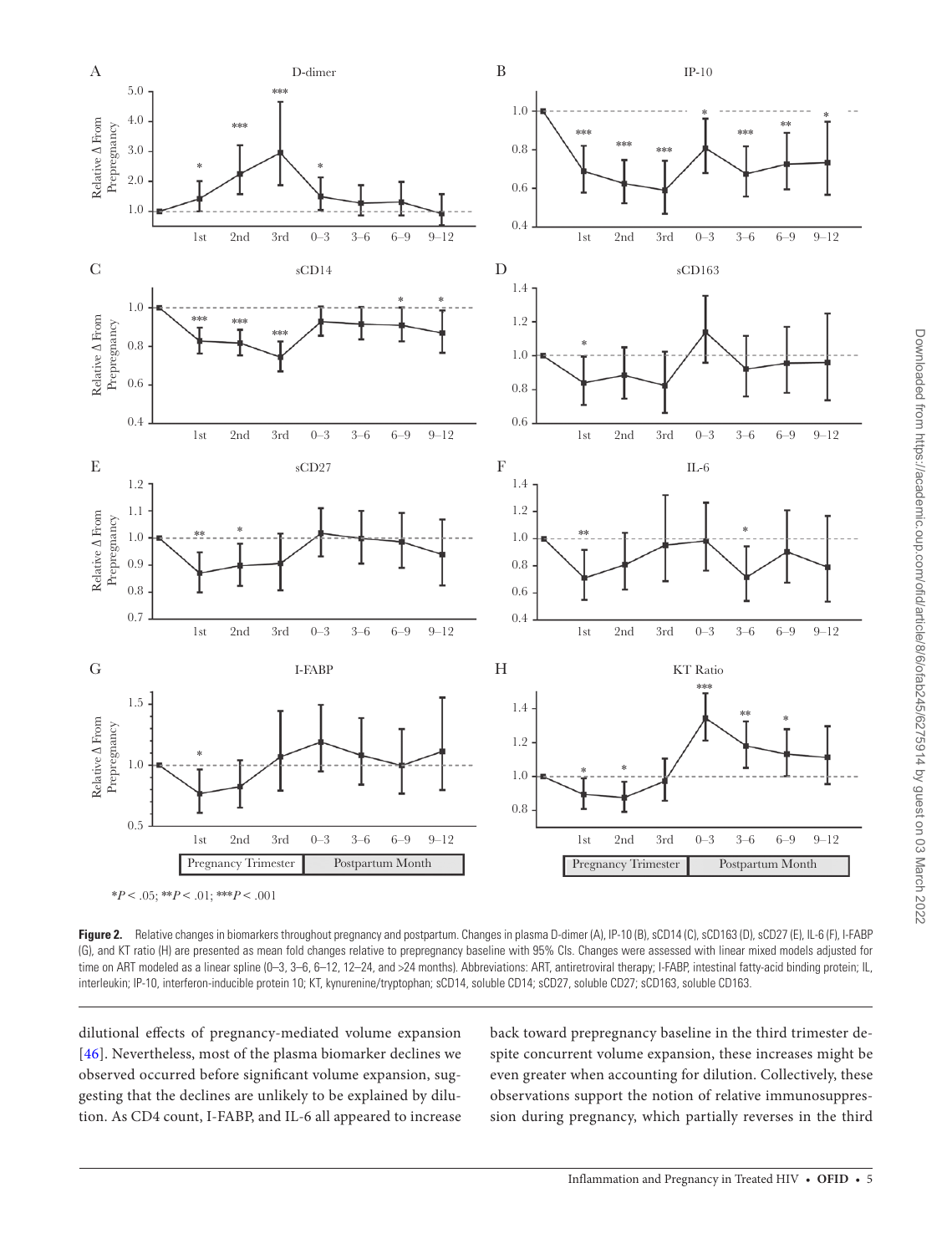*$P < .05$; **$P < .01$; ***$P < .001$

**Figure 2.** Relative changes in biomarkers throughout pregnancy and postpartum. Changes in plasma D-dimer (A), IP-10 (B), sCD14 (C), sCD163 (D), sCD27 (E), IL-6 (F), I-FABP (G), and KT ratio (H) are presented as mean fold changes relative to prepregnancy baseline with 95% CIs. Changes were assessed with linear mixed models adjusted for time on ART modeled as a linear spline (0–3, 3–6, 6–12, 12–24, and >24 months). Abbreviations: ART, antiretroviral therapy; I-FABP, intestinal fatty-acid binding protein; IL, interleukin; IP-10, interferon-inducible protein 10; KT, kynurenine/tryptophan; sCD14, soluble CD14; sCD27, soluble CD27; sCD163, soluble CD163.

dilutional effects of pregnancy-mediated volume expansion [46]. Nevertheless, most of the plasma biomarker declines we observed occurred before significant volume expansion, suggesting that the declines are unlikely to be explained by dilution. As CD4 count, I-FABP, and IL-6 all appeared to increase back toward prepregnancy baseline in the third trimester despite concurrent volume expansion, these increases might be even greater when accounting for dilution. Collectively, these observations support the notion of relative immunosuppression during pregnancy, which partially reverses in the third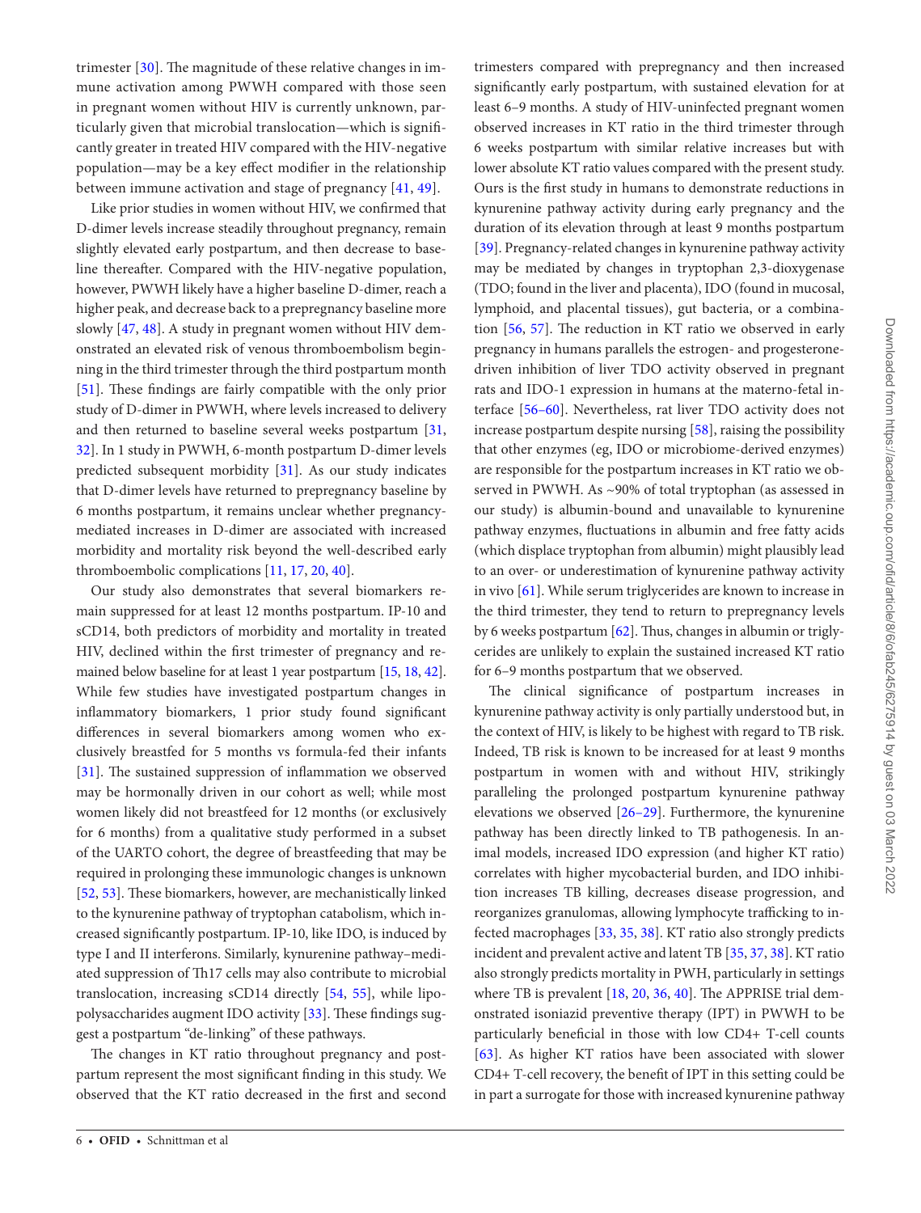trimester [30]. The magnitude of these relative changes in immune activation among PWWH compared with those seen in pregnant women without HIV is currently unknown, particularly given that microbial translocation—which is significantly greater in treated HIV compared with the HIV-negative population—may be a key effect modifier in the relationship between immune activation and stage of pregnancy [41, 49].

Like prior studies in women without HIV, we confirmed that D-dimer levels increase steadily throughout pregnancy, remain slightly elevated early postpartum, and then decrease to baseline thereafter. Compared with the HIV-negative population, however, PWWH likely have a higher baseline D-dimer, reach a higher peak, and decrease back to a prepregnancy baseline more slowly [47, 48]. A study in pregnant women without HIV demonstrated an elevated risk of venous thromboembolism beginning in the third trimester through the third postpartum month [51]. These findings are fairly compatible with the only prior study of D-dimer in PWWH, where levels increased to delivery and then returned to baseline several weeks postpartum [31, 32]. In 1 study in PWWH, 6-month postpartum D-dimer levels predicted subsequent morbidity [31]. As our study indicates that D-dimer levels have returned to prepregnancy baseline by 6 months postpartum, it remains unclear whether pregnancy-mediated increases in D-dimer are associated with increased morbidity and mortality risk beyond the well-described early thromboembolic complications [11, 17, 20, 40].

Our study also demonstrates that several biomarkers remain suppressed for at least 12 months postpartum. IP-10 and sCD14, both predictors of morbidity and mortality in treated HIV, declined within the first trimester of pregnancy and remained below baseline for at least 1 year postpartum [15, 18, 42]. While few studies have investigated postpartum changes in inflammatory biomarkers, 1 prior study found significant differences in several biomarkers among women who exclusively breastfed for 5 months vs formula-fed their infants [31]. The sustained suppression of inflammation we observed may be hormonally driven in our cohort as well; while most women likely did not breastfeed for 12 months (or exclusively for 6 months) from a qualitative study performed in a subset of the UARTO cohort, the degree of breastfeeding that may be required in prolonging these immunologic changes is unknown [52, 53]. These biomarkers, however, are mechanistically linked to the kynurenine pathway of tryptophan catabolism, which increased significantly postpartum. IP-10, like IDO, is induced by type I and II interferons. Similarly, kynurenine pathway–mediated suppression of Th17 cells may also contribute to microbial translocation, increasing sCD14 directly [54, 55], while lipopolysaccharides augment IDO activity [33]. These findings suggest a postpartum "de-linking" of these pathways.

The changes in KT ratio throughout pregnancy and postpartum represent the most significant finding in this study. We observed that the KT ratio decreased in the first and second trimesters compared with prepregnancy and then increased significantly early postpartum, with sustained elevation for at least 6–9 months. A study of HIV-uninfected pregnant women observed increases in KT ratio in the third trimester through 6 weeks postpartum with similar relative increases but with lower absolute KT ratio values compared with the present study. Ours is the first study in humans to demonstrate reductions in kynurenine pathway activity during early pregnancy and the duration of its elevation through at least 9 months postpartum [39]. Pregnancy-related changes in kynurenine pathway activity may be mediated by changes in tryptophan 2,3-dioxygenase (TDO; found in the liver and placenta), IDO (found in mucosal, lymphoid, and placental tissues), gut bacteria, or a combination [56, 57]. The reduction in KT ratio we observed in early pregnancy in humans parallels the estrogen- and progesterone-driven inhibition of liver TDO activity observed in pregnant rats and IDO-1 expression in humans at the materno-fetal interface [56–60]. Nevertheless, rat liver TDO activity does not increase postpartum despite nursing [58], raising the possibility that other enzymes (eg, IDO or microbiome-derived enzymes) are responsible for the postpartum increases in KT ratio we observed in PWWH. As ~90% of total tryptophan (as assessed in our study) is albumin-bound and unavailable to kynurenine pathway enzymes, fluctuations in albumin and free fatty acids (which displace tryptophan from albumin) might plausibly lead to an over- or underestimation of kynurenine pathway activity in vivo [61]. While serum triglycerides are known to increase in the third trimester, they tend to return to prepregnancy levels by 6 weeks postpartum [62]. Thus, changes in albumin or triglycerides are unlikely to explain the sustained increased KT ratio for 6–9 months postpartum that we observed.

The clinical significance of postpartum increases in kynurenine pathway activity is only partially understood but, in the context of HIV, is likely to be highest with regard to TB risk. Indeed, TB risk is known to be increased for at least 9 months postpartum in women with and without HIV, strikingly paralleling the prolonged postpartum kynurenine pathway elevations we observed [26–29]. Furthermore, the kynurenine pathway has been directly linked to TB pathogenesis. In animal models, increased IDO expression (and higher KT ratio) correlates with higher mycobacterial burden, and IDO inhibition increases TB killing, decreases disease progression, and reorganizes granulomas, allowing lymphocyte trafficking to infected macrophages [33, 35, 38]. KT ratio also strongly predicts incident and prevalent active and latent TB [35, 37, 38]. KT ratio also strongly predicts mortality in PWH, particularly in settings where TB is prevalent [18, 20, 36, 40]. The APPRISE trial demonstrated isoniazid preventive therapy (IPT) in PWWH to be particularly beneficial in those with low CD4+ T-cell counts [63]. As higher KT ratios have been associated with slower CD4+ T-cell recovery, the benefit of IPT in this setting could be in part a surrogate for those with increased kynurenine pathway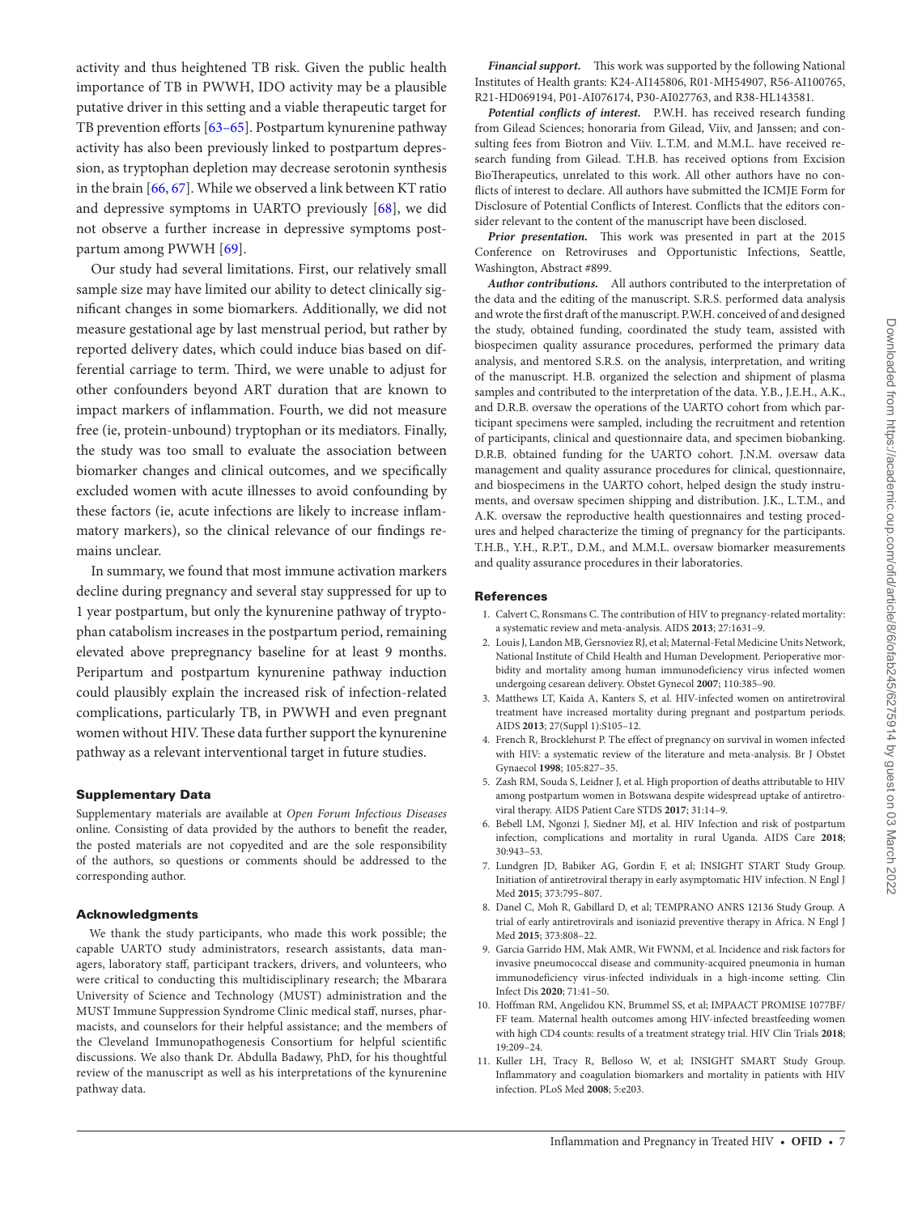activity and thus heightened TB risk. Given the public health importance of TB in PWWH, IDO activity may be a plausible putative driver in this setting and a viable therapeutic target for TB prevention efforts [63–65]. Postpartum kynurenine pathway activity has also been previously linked to postpartum depression, as tryptophan depletion may decrease serotonin synthesis in the brain [66, 67]. While we observed a link between KT ratio and depressive symptoms in UARTO previously [68], we did not observe a further increase in depressive symptoms postpartum among PWWH [69].

Our study had several limitations. First, our relatively small sample size may have limited our ability to detect clinically significant changes in some biomarkers. Additionally, we did not measure gestational age by last menstrual period, but rather by reported delivery dates, which could induce bias based on differential carriage to term. Third, we were unable to adjust for other confounders beyond ART duration that are known to impact markers of inflammation. Fourth, we did not measure free (ie, protein-unbound) tryptophan or its mediators. Finally, the study was too small to evaluate the association between biomarker changes and clinical outcomes, and we specifically excluded women with acute illnesses to avoid confounding by these factors (ie, acute infections are likely to increase inflammatory markers), so the clinical relevance of our findings remains unclear.

In summary, we found that most immune activation markers decline during pregnancy and several stay suppressed for up to 1 year postpartum, but only the kynurenine pathway of tryptophan catabolism increases in the postpartum period, remaining elevated above prepregnancy baseline for at least 9 months. Peripartum and postpartum kynurenine pathway induction could plausibly explain the increased risk of infection-related complications, particularly TB, in PWWH and even pregnant women without HIV. These data further support the kynurenine pathway as a relevant interventional target in future studies.

## Supplementary Data

Supplementary materials are available at *Open Forum Infectious Diseases* online. Consisting of data provided by the authors to benefit the reader, the posted materials are not copyedited and are the sole responsibility of the authors, so questions or comments should be addressed to the corresponding author.

## Acknowledgments

We thank the study participants, who made this work possible; the capable UARTO study administrators, research assistants, data managers, laboratory staff, participant trackers, drivers, and volunteers, who were critical to conducting this multidisciplinary research; the Mbarara University of Science and Technology (MUST) administration and the MUST Immune Suppression Syndrome Clinic medical staff, nurses, pharmacists, and counselors for their helpful assistance; and the members of the Cleveland Immunopathogenesis Consortium for helpful scientific discussions. We also thank Dr. Abdulla Badawy, PhD, for his thoughtful review of the manuscript as well as his interpretations of the kynurenine pathway data.

***Financial support.*** This work was supported by the following National Institutes of Health grants: K24-AI145806, R01-MH54907, R56-AI100765, R21-HD069194, P01-AI076174, P30-AI027763, and R38-HL143581.

***Potential conflicts of interest.*** P.W.H. has received research funding from Gilead Sciences; honoraria from Gilead, Viiv, and Janssen; and consulting fees from Biotron and Viiv. L.T.M. and M.M.L. have received research funding from Gilead. T.H.B. has received options from Excision BioTherapeutics, unrelated to this work. All other authors have no conflicts of interest to declare. All authors have submitted the ICMJE Form for Disclosure of Potential Conflicts of Interest. Conflicts that the editors consider relevant to the content of the manuscript have been disclosed.

***Prior presentation.*** This work was presented in part at the 2015 Conference on Retroviruses and Opportunistic Infections, Seattle, Washington, Abstract #899.

***Author contributions.*** All authors contributed to the interpretation of the data and the editing of the manuscript. S.R.S. performed data analysis and wrote the first draft of the manuscript. P.W.H. conceived of and designed the study, obtained funding, coordinated the study team, assisted with biospecimen quality assurance procedures, performed the primary data analysis, and mentored S.R.S. on the analysis, interpretation, and writing of the manuscript. H.B. organized the selection and shipment of plasma samples and contributed to the interpretation of the data. Y.B., J.E.H., A.K., and D.R.B. oversaw the operations of the UARTO cohort from which participant specimens were sampled, including the recruitment and retention of participants, clinical and questionnaire data, and specimen biobanking. D.R.B. obtained funding for the UARTO cohort. J.N.M. oversaw data management and quality assurance procedures for clinical, questionnaire, and biospecimens in the UARTO cohort, helped design the study instruments, and oversaw specimen shipping and distribution. J.K., L.T.M., and A.K. oversaw the reproductive health questionnaires and testing procedures and helped characterize the timing of pregnancy for the participants. T.H.B., Y.H., R.P.T., D.M., and M.M.L. oversaw biomarker measurements and quality assurance procedures in their laboratories.

## References

1. Calvert C, Ronsmans C. The contribution of HIV to pregnancy-related mortality: a systematic review and meta-analysis. AIDS **2013**; 27:1631–9.
2. Louis J, Landon MB, Gersnoviez RJ, et al; Maternal-Fetal Medicine Units Network, National Institute of Child Health and Human Development. Perioperative morbidity and mortality among human immunodeficiency virus infected women undergoing cesarean delivery. Obstet Gynecol **2007**; 110:385–90.
3. Matthews LT, Kaida A, Kanters S, et al. HIV-infected women on antiretroviral treatment have increased mortality during pregnant and postpartum periods. AIDS **2013**; 27(Suppl 1):S105–12.
4. French R, Brocklehurst P. The effect of pregnancy on survival in women infected with HIV: a systematic review of the literature and meta-analysis. Br J Obstet Gynaecol **1998**; 105:827–35.
5. Zash RM, Souda S, Leidner J, et al. High proportion of deaths attributable to HIV among postpartum women in Botswana despite widespread uptake of antiretroviral therapy. AIDS Patient Care STDS **2017**; 31:14–9.
6. Bebell LM, Ngonzi J, Siedner MJ, et al. HIV Infection and risk of postpartum infection, complications and mortality in rural Uganda. AIDS Care **2018**; 30:943–53.
7. Lundgren JD, Babiker AG, Gordin F, et al; INSIGHT START Study Group. Initiation of antiretroviral therapy in early asymptomatic HIV infection. N Engl J Med **2015**; 373:795–807.
8. Danel C, Moh R, Gabillard D, et al; TEMPRANO ANRS 12136 Study Group. A trial of early antiretrovirals and isoniazid preventive therapy in Africa. N Engl J Med **2015**; 373:808–22.
9. Garcia Garrido HM, Mak AMR, Wit FWNM, et al. Incidence and risk factors for invasive pneumococcal disease and community-acquired pneumonia in human immunodeficiency virus-infected individuals in a high-income setting. Clin Infect Dis **2020**; 71:41–50.
10. Hoffman RM, Angelidou KN, Brummel SS, et al; IMPAACT PROMISE 1077BF/FF team. Maternal health outcomes among HIV-infected breastfeeding women with high CD4 counts: results of a treatment strategy trial. HIV Clin Trials **2018**; 19:209–24.
11. Kuller LH, Tracy R, Belloso W, et al; INSIGHT SMART Study Group. Inflammatory and coagulation biomarkers and mortality in patients with HIV infection. PLoS Med **2008**; 5:e203.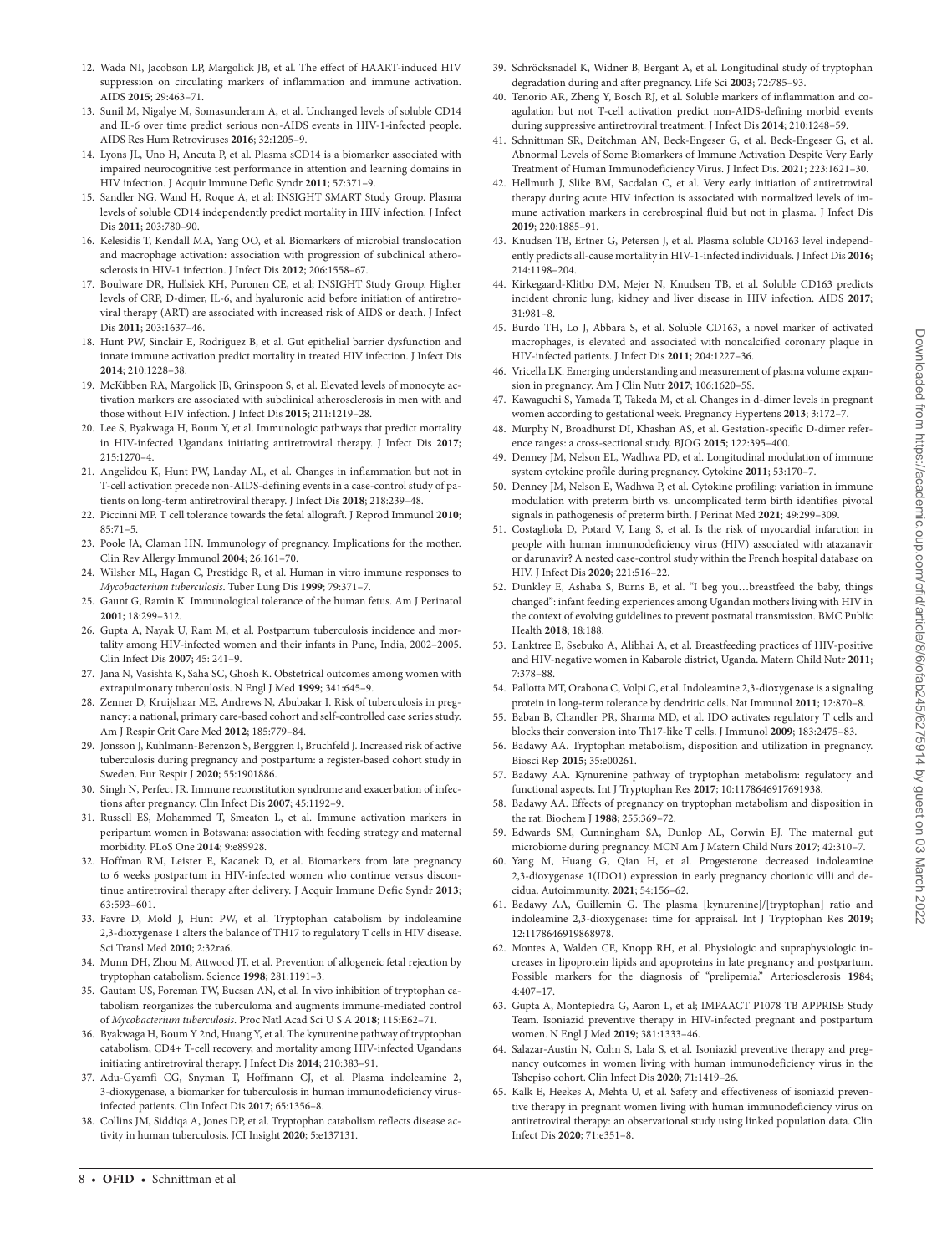12. Wada NI, Jacobson LP, Margolick JB, et al. The effect of HAART-induced HIV suppression on circulating markers of inflammation and immune activation. AIDS **2015**; 29:463–71.
13. Sunil M, Nigalye M, Somasunderam A, et al. Unchanged levels of soluble CD14 and IL-6 over time predict serious non-AIDS events in HIV-1-infected people. AIDS Res Hum Retroviruses **2016**; 32:1205–9.
14. Lyons JL, Uno H, Ancuta P, et al. Plasma sCD14 is a biomarker associated with impaired neurocognitive test performance in attention and learning domains in HIV infection. J Acquir Immune Defic Syndr **2011**; 57:371–9.
15. Sandler NG, Wand H, Roque A, et al; INSIGHT SMART Study Group. Plasma levels of soluble CD14 independently predict mortality in HIV infection. J Infect Dis **2011**; 203:780–90.
16. Kelesidis T, Kendall MA, Yang OO, et al. Biomarkers of microbial translocation and macrophage activation: association with progression of subclinical atherosclerosis in HIV-1 infection. J Infect Dis **2012**; 206:1558–67.
17. Boulware DR, Hullsiek KH, Puronen CE, et al; INSIGHT Study Group. Higher levels of CRP, D-dimer, IL-6, and hyaluronic acid before initiation of antiretroviral therapy (ART) are associated with increased risk of AIDS or death. J Infect Dis **2011**; 203:1637–46.
18. Hunt PW, Sinclair E, Rodriguez B, et al. Gut epithelial barrier dysfunction and innate immune activation predict mortality in treated HIV infection. J Infect Dis **2014**; 210:1228–38.
19. McKibben RA, Margolick JB, Grinspoon S, et al. Elevated levels of monocyte activation markers are associated with subclinical atherosclerosis in men with and those without HIV infection. J Infect Dis **2015**; 211:1219–28.
20. Lee S, Byakwaga H, Boum Y, et al. Immunologic pathways that predict mortality in HIV-infected Ugandans initiating antiretroviral therapy. J Infect Dis **2017**; 215:1270–4.
21. Angelidou K, Hunt PW, Landay AL, et al. Changes in inflammation but not in T-cell activation precede non-AIDS-defining events in a case-control study of patients on long-term antiretroviral therapy. J Infect Dis **2018**; 218:239–48.
22. Piccinni MP. T cell tolerance towards the fetal allograft. J Reprod Immunol **2010**; 85:71–5.
23. Poole JA, Claman HN. Immunology of pregnancy. Implications for the mother. Clin Rev Allergy Immunol **2004**; 26:161–70.
24. Wilsher ML, Hagan C, Prestidge R, et al. Human in vitro immune responses to *Mycobacterium tuberculosis*. Tuber Lung Dis **1999**; 79:371–7.
25. Gaunt G, Ramin K. Immunological tolerance of the human fetus. Am J Perinatol **2001**; 18:299–312.
26. Gupta A, Nayak U, Ram M, et al. Postpartum tuberculosis incidence and mortality among HIV-infected women and their infants in Pune, India, 2002–2005. Clin Infect Dis **2007**; 45: 241–9.
27. Jana N, Vasishta K, Saha SC, Ghosh K. Obstetrical outcomes among women with extrapulmonary tuberculosis. N Engl J Med **1999**; 341:645–9.
28. Zenner D, Kruijshaar ME, Andrews N, Abubakar I. Risk of tuberculosis in pregnancy: a national, primary care-based cohort and self-controlled case series study. Am J Respir Crit Care Med **2012**; 185:779–84.
29. Jonsson J, Kuhlmann-Berenzon S, Berggren I, Bruchfeld J. Increased risk of active tuberculosis during pregnancy and postpartum: a register-based cohort study in Sweden. Eur Respir J **2020**; 55:1901886.
30. Singh N, Perfect JR. Immune reconstitution syndrome and exacerbation of infections after pregnancy. Clin Infect Dis **2007**; 45:1192–9.
31. Russell ES, Mohammed T, Smeaton L, et al. Immune activation markers in peripartum women in Botswana: association with feeding strategy and maternal morbidity. PLoS One **2014**; 9:e89928.
32. Hoffman RM, Leister E, Kacanek D, et al. Biomarkers from late pregnancy to 6 weeks postpartum in HIV-infected women who continue versus discontinue antiretroviral therapy after delivery. J Acquir Immune Defic Syndr **2013**; 63:593–601.
33. Favre D, Mold J, Hunt PW, et al. Tryptophan catabolism by indoleamine 2,3-dioxygenase 1 alters the balance of TH17 to regulatory T cells in HIV disease. Sci Transl Med **2010**; 2:32ra6.
34. Munn DH, Zhou M, Attwood JT, et al. Prevention of allogeneic fetal rejection by tryptophan catabolism. Science **1998**; 281:1191–3.
35. Gautam US, Foreman TW, Bucsan AN, et al. In vivo inhibition of tryptophan catabolism reorganizes the tuberculoma and augments immune-mediated control of *Mycobacterium tuberculosis*. Proc Natl Acad Sci U S A **2018**; 115:E62–71.
36. Byakwaga H, Boum Y 2nd, Huang Y, et al. The kynurenine pathway of tryptophan catabolism, CD4+ T-cell recovery, and mortality among HIV-infected Ugandans initiating antiretroviral therapy. J Infect Dis **2014**; 210:383–91.
37. Adu-Gyamfi CG, Snyman T, Hoffmann CJ, et al. Plasma indoleamine 2, 3-dioxygenase, a biomarker for tuberculosis in human immunodeficiency virus-infected patients. Clin Infect Dis **2017**; 65:1356–8.
38. Collins JM, Siddiqa A, Jones DP, et al. Tryptophan catabolism reflects disease activity in human tuberculosis. JCI Insight **2020**; 5:e137131.
39. Schröcksnadel K, Widner B, Bergant A, et al. Longitudinal study of tryptophan degradation during and after pregnancy. Life Sci **2003**; 72:785–93.
40. Tenorio AR, Zheng Y, Bosch RJ, et al. Soluble markers of inflammation and coagulation but not T-cell activation predict non-AIDS-defining morbid events during suppressive antiretroviral treatment. J Infect Dis **2014**; 210:1248–59.
41. Schnittman SR, Deitchman AN, Beck-Engeser G, et al. Beck-Engeser G, et al. Abnormal Levels of Some Biomarkers of Immune Activation Despite Very Early Treatment of Human Immunodeficiency Virus. J Infect Dis. **2021**; 223:1621–30.
42. Hellmuth J, Slike BM, Sacdalan C, et al. Very early initiation of antiretroviral therapy during acute HIV infection is associated with normalized levels of immune activation markers in cerebrospinal fluid but not in plasma. J Infect Dis **2019**; 220:1885–91.
43. Knudsen TB, Ertner G, Petersen J, et al. Plasma soluble CD163 level independently predicts all-cause mortality in HIV-1-infected individuals. J Infect Dis **2016**; 214:1198–204.
44. Kirkegaard-Klitbo DM, Mejer N, Knudsen TB, et al. Soluble CD163 predicts incident chronic lung, kidney and liver disease in HIV infection. AIDS **2017**; 31:981–8.
45. Burdo TH, Lo J, Abbara S, et al. Soluble CD163, a novel marker of activated macrophages, is elevated and associated with noncalcified coronary plaque in HIV-infected patients. J Infect Dis **2011**; 204:1227–36.
46. Vricella LK. Emerging understanding and measurement of plasma volume expansion in pregnancy. Am J Clin Nutr **2017**; 106:1620–5S.
47. Kawaguchi S, Yamada T, Takeda M, et al. Changes in d-dimer levels in pregnant women according to gestational week. Pregnancy Hypertens **2013**; 3:172–7.
48. Murphy N, Broadhurst DI, Khashan AS, et al. Gestation-specific D-dimer reference ranges: a cross-sectional study. BJOG **2015**; 122:395–400.
49. Denney JM, Nelson EL, Wadhwa PD, et al. Longitudinal modulation of immune system cytokine profile during pregnancy. Cytokine **2011**; 53:170–7.
50. Denney JM, Nelson E, Wadhwa P, et al. Cytokine profiling: variation in immune modulation with preterm birth vs. uncomplicated term birth identifies pivotal signals in pathogenesis of preterm birth. J Perinat Med **2021**; 49:299–309.
51. Costagliola D, Potard V, Lang S, et al. Is the risk of myocardial infarction in people with human immunodeficiency virus (HIV) associated with atazanavir or darunavir? A nested case-control study within the French hospital database on HIV. J Infect Dis **2020**; 221:516–22.
52. Dunkley E, Ashaba S, Burns B, et al. "I beg you…breastfeed the baby, things changed": infant feeding experiences among Ugandan mothers living with HIV in the context of evolving guidelines to prevent postnatal transmission. BMC Public Health **2018**; 18:188.
53. Lanktree E, Ssebuko A, Alibhai A, et al. Breastfeeding practices of HIV-positive and HIV-negative women in Kabarole district, Uganda. Matern Child Nutr **2011**; 7:378–88.
54. Pallotta MT, Orabona C, Volpi C, et al. Indoleamine 2,3-dioxygenase is a signaling protein in long-term tolerance by dendritic cells. Nat Immunol **2011**; 12:870–8.
55. Baban B, Chandler PR, Sharma MD, et al. IDO activates regulatory T cells and blocks their conversion into Th17-like T cells. J Immunol **2009**; 183:2475–83.
56. Badawy AA. Tryptophan metabolism, disposition and utilization in pregnancy. Biosci Rep **2015**; 35:e00261.
57. Badawy AA. Kynurenine pathway of tryptophan metabolism: regulatory and functional aspects. Int J Tryptophan Res **2017**; 10:1178646917691938.
58. Badawy AA. Effects of pregnancy on tryptophan metabolism and disposition in the rat. Biochem J **1988**; 255:369–72.
59. Edwards SM, Cunningham SA, Dunlop AL, Corwin EJ. The maternal gut microbiome during pregnancy. MCN Am J Matern Child Nurs **2017**; 42:310–7.
60. Yang M, Huang G, Qian H, et al. Progesterone decreased indoleamine 2,3-dioxygenase 1(IDO1) expression in early pregnancy chorionic villi and decidua. Autoimmunity. **2021**; 54:156–62.
61. Badawy AA, Guillemin G. The plasma [kynurenine]/[tryptophan] ratio and indoleamine 2,3-dioxygenase: time for appraisal. Int J Tryptophan Res **2019**; 12:1178646919868978.
62. Montes A, Walden CE, Knopp RH, et al. Physiologic and supraphysiologic increases in lipoprotein lipids and apoproteins in late pregnancy and postpartum. Possible markers for the diagnosis of "prelipemia." Arteriosclerosis **1984**; 4:407–17.
63. Gupta A, Montepiedra G, Aaron L, et al; IMPAACT P1078 TB APPRISE Study Team. Isoniazid preventive therapy in HIV-infected pregnant and postpartum women. N Engl J Med **2019**; 381:1333–46.
64. Salazar-Austin N, Cohn S, Lala S, et al. Isoniazid preventive therapy and pregnancy outcomes in women living with human immunodeficiency virus in the Tshepiso cohort. Clin Infect Dis **2020**; 71:1419–26.
65. Kalk E, Heekes A, Mehta U, et al. Safety and effectiveness of isoniazid preventive therapy in pregnant women living with human immunodeficiency virus on antiretroviral therapy: an observational study using linked population data. Clin Infect Dis **2020**; 71:e351–8.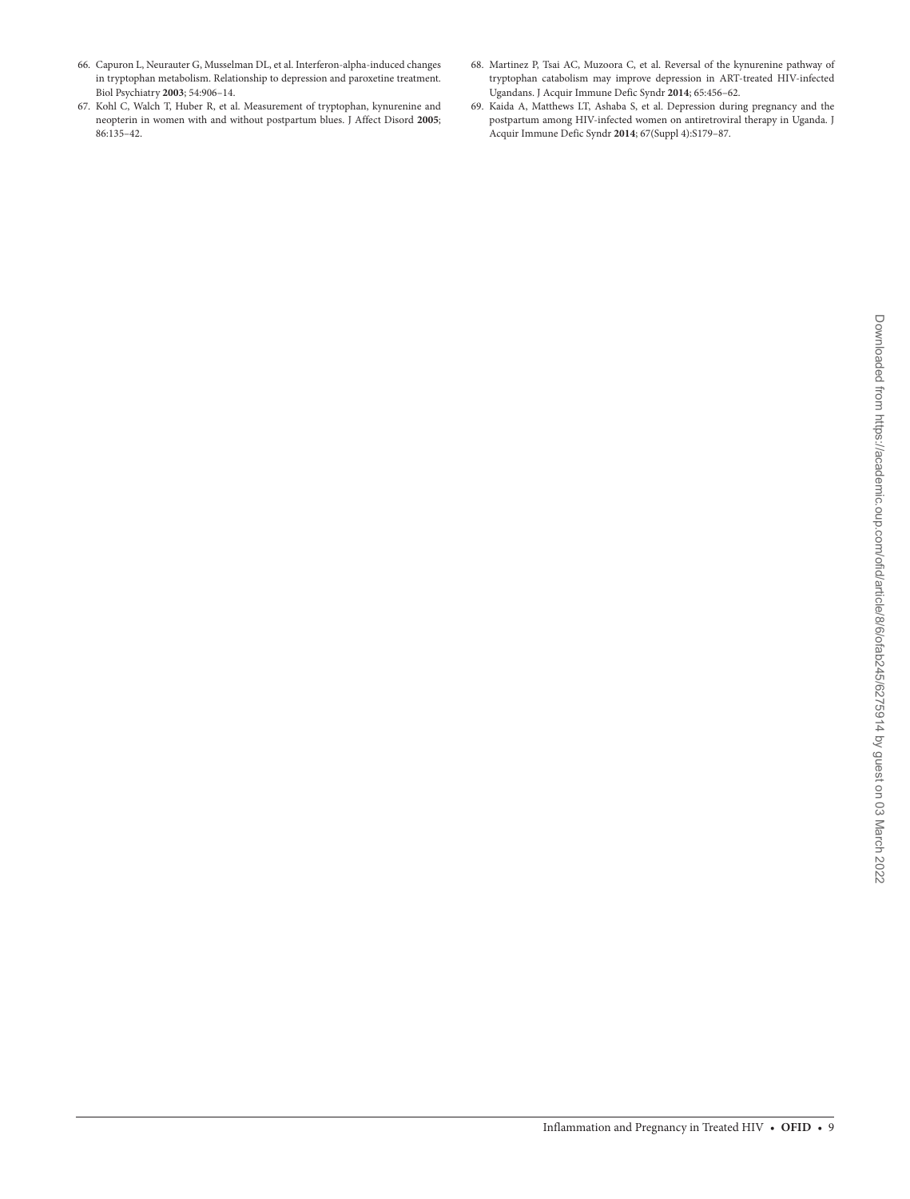66. Capuron L, Neurauter G, Musselman DL, et al. Interferon-alpha-induced changes in tryptophan metabolism. Relationship to depression and paroxetine treatment. Biol Psychiatry **2003**; 54:906–14.
67. Kohl C, Walch T, Huber R, et al. Measurement of tryptophan, kynurenine and neopterin in women with and without postpartum blues. J Affect Disord **2005**; 86:135–42.
68. Martinez P, Tsai AC, Muzoora C, et al. Reversal of the kynurenine pathway of tryptophan catabolism may improve depression in ART-treated HIV-infected Ugandans. J Acquir Immune Defic Syndr **2014**; 65:456–62.
69. Kaida A, Matthews LT, Ashaba S, et al. Depression during pregnancy and the postpartum among HIV-infected women on antiretroviral therapy in Uganda. J Acquir Immune Defic Syndr **2014**; 67(Suppl 4):S179–87.